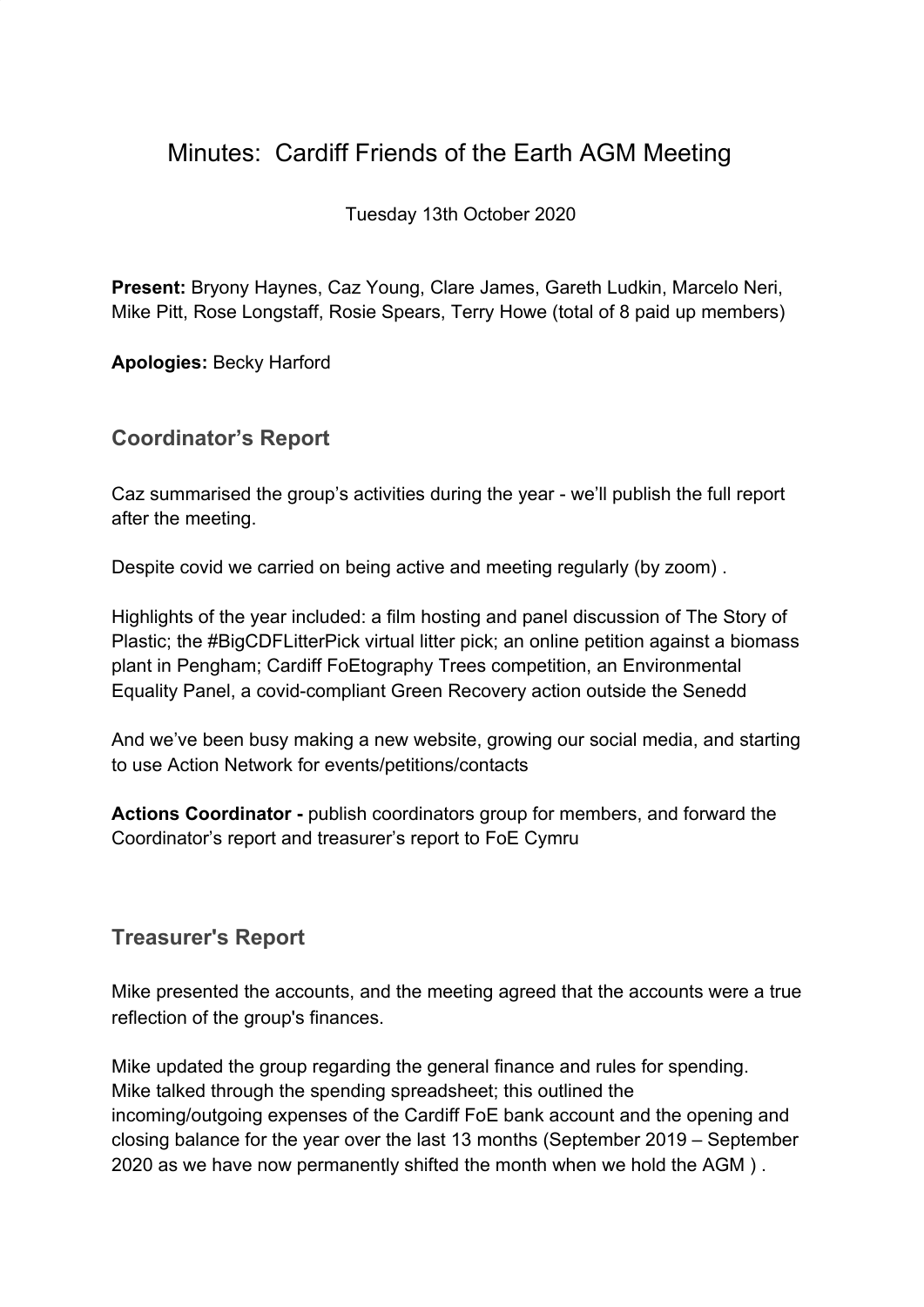# Minutes: Cardiff Friends of the Earth AGM Meeting

Tuesday 13th October 2020

**Present:** Bryony Haynes, Caz Young, Clare James, Gareth Ludkin, Marcelo Neri, Mike Pitt, Rose Longstaff, Rosie Spears, Terry Howe (total of 8 paid up members)

**Apologies:** Becky Harford

## Coordinator's Report

Caz summarised the group's activities during the year - we'll publish the full report after the meeting.

Despite covid we carried on being active and meeting regularly (by zoom) .

Highlights of the year included: a film hosting and panel discussion of The Story of Plastic; the #BigCDFLitterPick virtual litter pick; an online petition against a biomass plant in Pengham; Cardiff FoEtography Trees competition, an Environmental Equality Panel, a covid-compliant Green Recovery action outside the Senedd

And we've been busy making a new website, growing our social media, and starting to use Action Network for events/petitions/contacts

**Actions Coordinator -** publish coordinators group for members, and forward the Coordinator's report and treasurer's report to FoE Cymru

## Treasurer's Report

Mike presented the accounts, and the meeting agreed that the accounts were a true reflection of the group's finances.

Mike updated the group regarding the general finance and rules for spending. Mike talked through the spending spreadsheet; this outlined the incoming/outgoing expenses of the Cardiff FoE bank account and the opening and closing balance for the year over the last 13 months (September 2019 – September 2020 as we have now permanently shifted the month when we hold the AGM ) .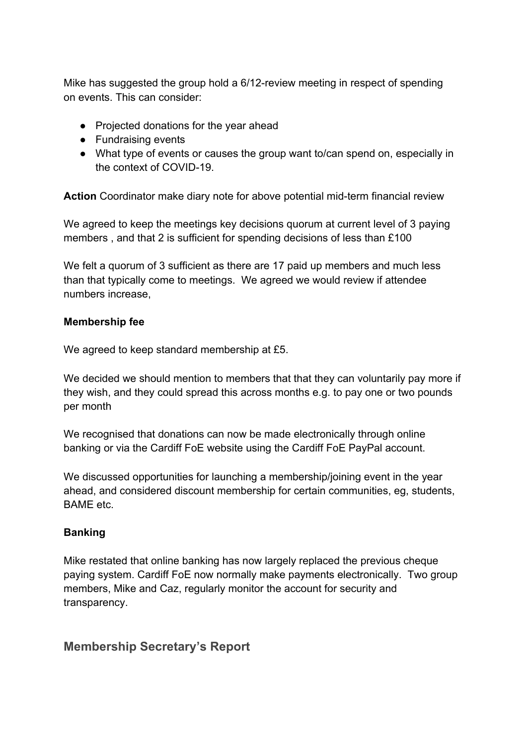Mike has suggested the group hold a 6/12-review meeting in respect of spending on events. This can consider:

- Projected donations for the year ahead
- Fundraising events
- What type of events or causes the group want to/can spend on, especially in the context of COVID-19.

**Action** Coordinator make diary note for above potential mid-term financial review

We agreed to keep the meetings key decisions quorum at current level of 3 paying members , and that 2 is sufficient for spending decisions of less than £100

We felt a quorum of 3 sufficient as there are 17 paid up members and much less than that typically come to meetings. We agreed we would review if attendee numbers increase,

**Membership fee**

We agreed to keep standard membership at £5.

We decided we should mention to members that that they can voluntarily pay more if they wish, and they could spread this across months e.g. to pay one or two pounds per month

We recognised that donations can now be made electronically through online banking or via the Cardiff FoE website using the Cardiff FoE PayPal account.

We discussed opportunities for launching a membership/joining event in the year ahead, and considered discount membership for certain communities, eg, students, BAME etc.

**Banking**

Mike restated that online banking has now largely replaced the previous cheque paying system. Cardiff FoE now normally make payments electronically. Two group members, Mike and Caz, regularly monitor the account for security and transparency.

## Membership Secretary's Report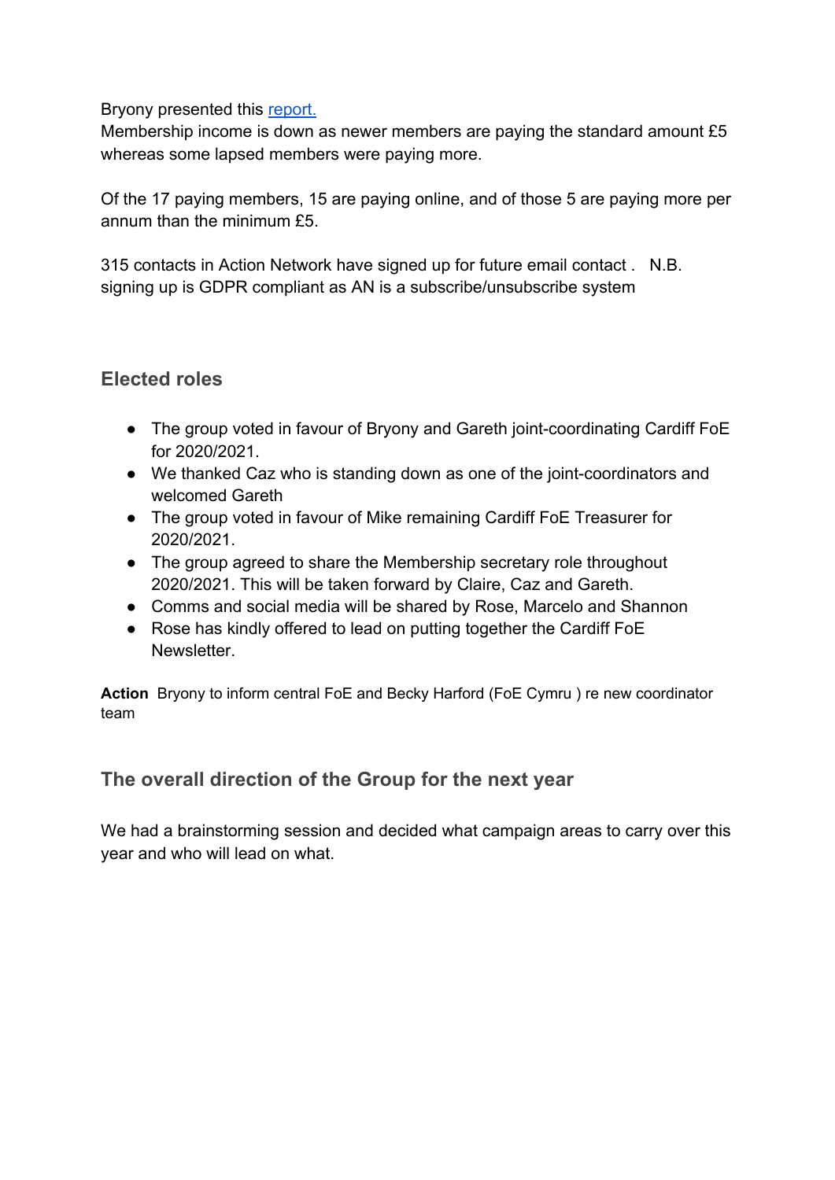Bryony presented this [report.](report.)
Membership income is down as newer members are paying the standard amount £5 whereas some lapsed members were paying more.

Of the 17 paying members, 15 are paying online, and of those 5 are paying more per annum than the minimum £5.

315 contacts in Action Network have signed up for future email contact . N.B. signing up is GDPR compliant as AN is a subscribe/unsubscribe system

## Elected roles

- The group voted in favour of Bryony and Gareth joint-coordinating Cardiff FoE for 2020/2021.
- We thanked Caz who is standing down as one of the joint-coordinators and welcomed Gareth
- The group voted in favour of Mike remaining Cardiff FoE Treasurer for 2020/2021.
- The group agreed to share the Membership secretary role throughout 2020/2021. This will be taken forward by Claire, Caz and Gareth.
- Comms and social media will be shared by Rose, Marcelo and Shannon
- Rose has kindly offered to lead on putting together the Cardiff FoE Newsletter.

**Action** Bryony to inform central FoE and Becky Harford (FoE Cymru ) re new coordinator team

## The overall direction of the Group for the next year

We had a brainstorming session and decided what campaign areas to carry over this year and who will lead on what.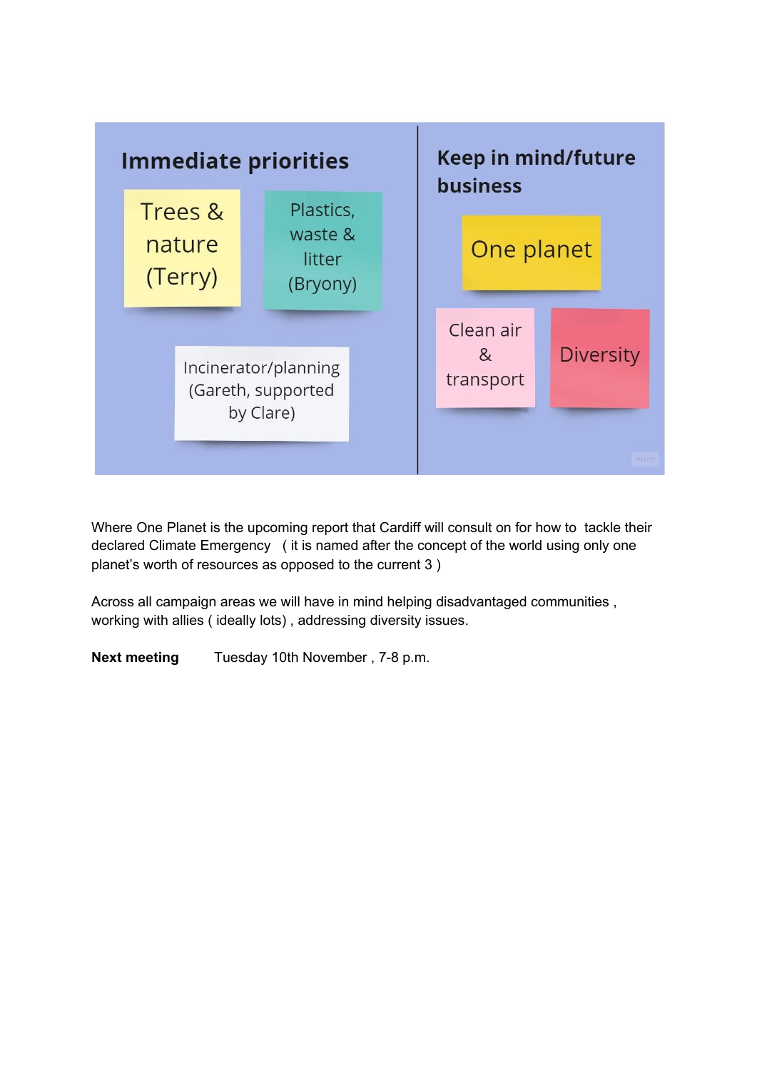## Immediate priorities

- Trees & nature (Terry)
- Plastics, waste & litter (Bryony)
- Incinerator/planning (Gareth, supported by Clare)

## Keep in mind/future business

- One planet
- Clean air & transport
- Diversity

Where One Planet is the upcoming report that Cardiff will consult on for how to tackle their declared Climate Emergency ( it is named after the concept of the world using only one planet's worth of resources as opposed to the current 3 )

Across all campaign areas we will have in mind helping disadvantaged communities , working with allies ( ideally lots) , addressing diversity issues.

**Next meeting** Tuesday 10th November , 7-8 p.m.